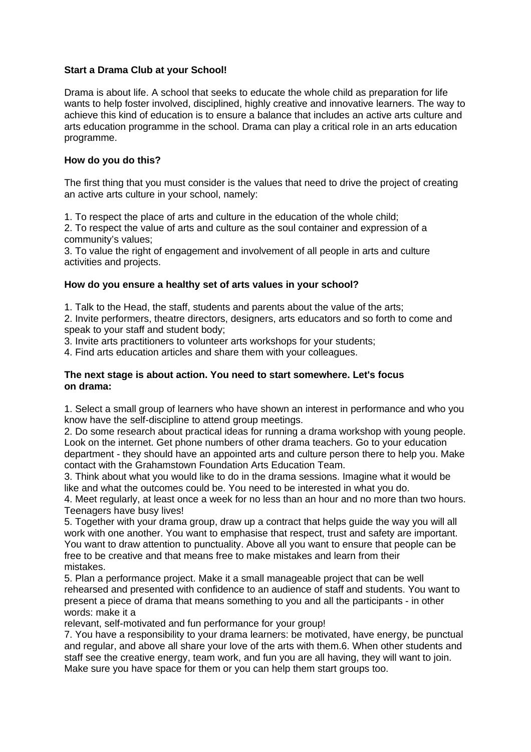**Start a Drama Club at your School!**

Drama is about life. A school that seeks to educate the whole child as preparation for life wants to help foster involved, disciplined, highly creative and innovative learners. The way to achieve this kind of education is to ensure a balance that includes an active arts culture and arts education programme in the school. Drama can play a critical role in an arts education programme.

**How do you do this?**

The first thing that you must consider is the values that need to drive the project of creating an active arts culture in your school, namely:

1. To respect the place of arts and culture in the education of the whole child;
2. To respect the value of arts and culture as the soul container and expression of a community's values;
3. To value the right of engagement and involvement of all people in arts and culture activities and projects.

**How do you ensure a healthy set of arts values in your school?**

1. Talk to the Head, the staff, students and parents about the value of the arts;
2. Invite performers, theatre directors, designers, arts educators and so forth to come and speak to your staff and student body;
3. Invite arts practitioners to volunteer arts workshops for your students;
4. Find arts education articles and share them with your colleagues.

**The next stage is about action. You need to start somewhere. Let's focus on drama:**

1. Select a small group of learners who have shown an interest in performance and who you know have the self-discipline to attend group meetings.
2. Do some research about practical ideas for running a drama workshop with young people. Look on the internet. Get phone numbers of other drama teachers. Go to your education department - they should have an appointed arts and culture person there to help you. Make contact with the Grahamstown Foundation Arts Education Team.
3. Think about what you would like to do in the drama sessions. Imagine what it would be like and what the outcomes could be. You need to be interested in what you do.
4. Meet regularly, at least once a week for no less than an hour and no more than two hours. Teenagers have busy lives!
5. Together with your drama group, draw up a contract that helps guide the way you will all work with one another. You want to emphasise that respect, trust and safety are important. You want to draw attention to punctuality. Above all you want to ensure that people can be free to be creative and that means free to make mistakes and learn from their mistakes.
5. Plan a performance project. Make it a small manageable project that can be well rehearsed and presented with confidence to an audience of staff and students. You want to present a piece of drama that means something to you and all the participants - in other words: make it a relevant, self-motivated and fun performance for your group!
7. You have a responsibility to your drama learners: be motivated, have energy, be punctual and regular, and above all share your love of the arts with them.6. When other students and staff see the creative energy, team work, and fun you are all having, they will want to join. Make sure you have space for them or you can help them start groups too.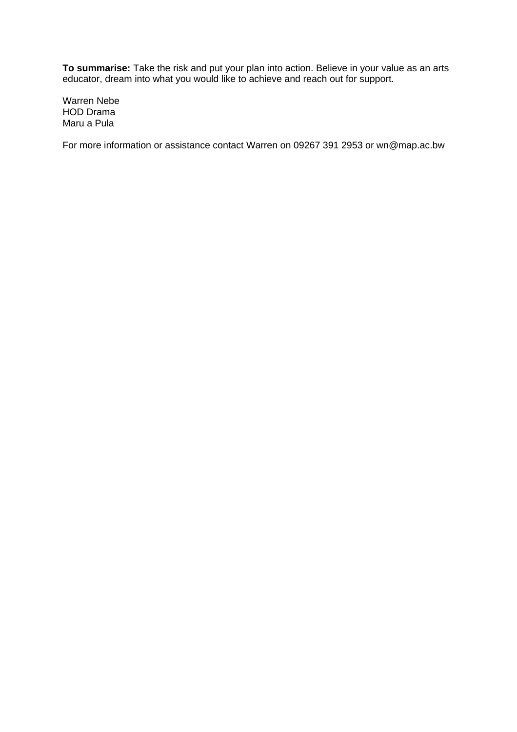**To summarise:** Take the risk and put your plan into action. Believe in your value as an arts educator, dream into what you would like to achieve and reach out for support.

Warren Nebe  
HOD Drama  
Maru a Pula

For more information or assistance contact Warren on 09267 391 2953 or wn@map.ac.bw